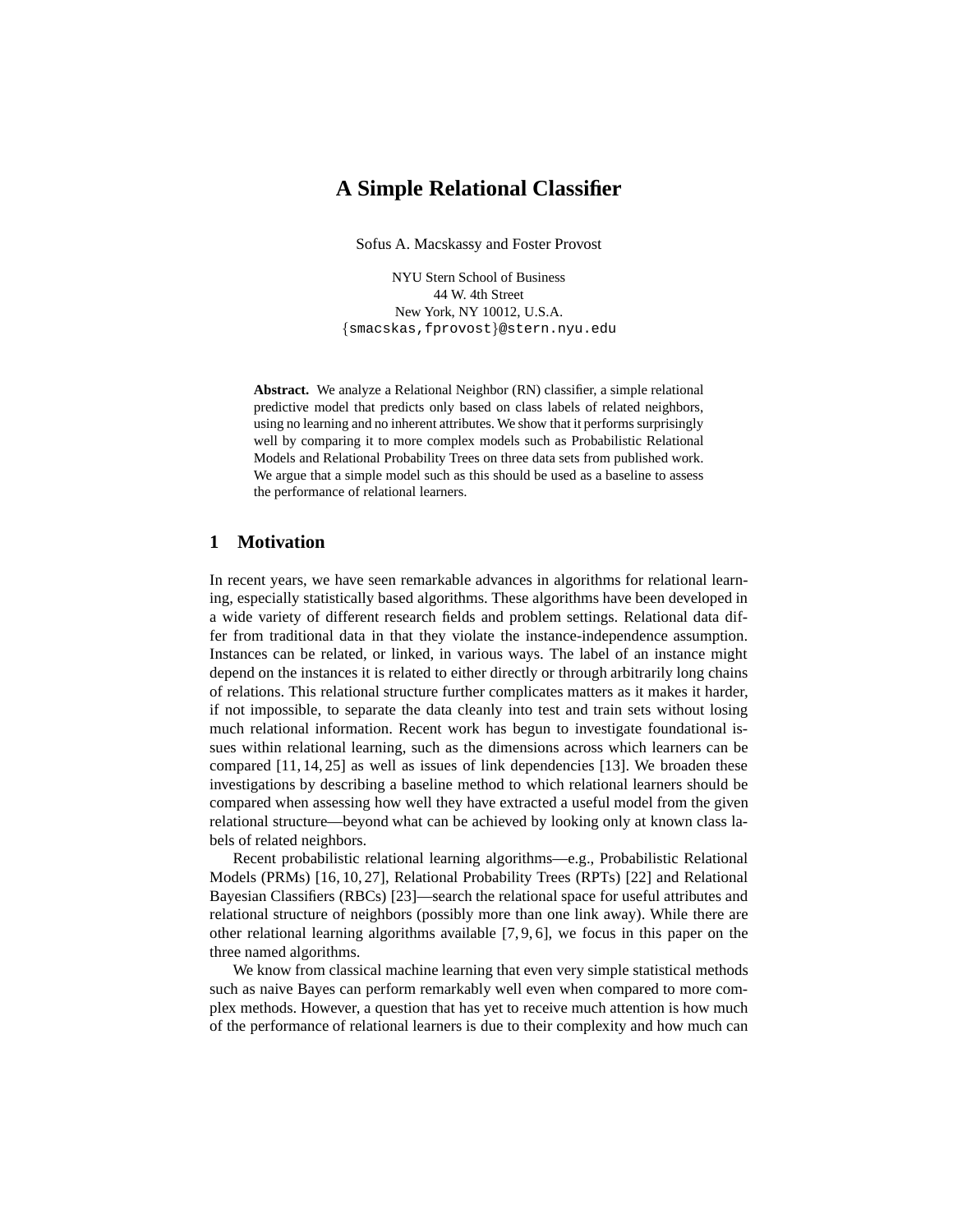# A Simple Relational Classifier

Sofus A. Macskassy and Foster Provost

NYU Stern School of Business
44 W. 4th Street
New York, NY 10012, U.S.A.
{smacskas,fprovost}@stern.nyu.edu

**Abstract.** We analyze a Relational Neighbor (RN) classifier, a simple relational predictive model that predicts only based on class labels of related neighbors, using no learning and no inherent attributes. We show that it performs surprisingly well by comparing it to more complex models such as Probabilistic Relational Models and Relational Probability Trees on three data sets from published work. We argue that a simple model such as this should be used as a baseline to assess the performance of relational learners.

## 1 Motivation

In recent years, we have seen remarkable advances in algorithms for relational learning, especially statistically based algorithms. These algorithms have been developed in a wide variety of different research fields and problem settings. Relational data differ from traditional data in that they violate the instance-independence assumption. Instances can be related, or linked, in various ways. The label of an instance might depend on the instances it is related to either directly or through arbitrarily long chains of relations. This relational structure further complicates matters as it makes it harder, if not impossible, to separate the data cleanly into test and train sets without losing much relational information. Recent work has begun to investigate foundational issues within relational learning, such as the dimensions across which learners can be compared [11, 14, 25] as well as issues of link dependencies [13]. We broaden these investigations by describing a baseline method to which relational learners should be compared when assessing how well they have extracted a useful model from the given relational structure—beyond what can be achieved by looking only at known class labels of related neighbors.

Recent probabilistic relational learning algorithms—e.g., Probabilistic Relational Models (PRMs) [16, 10, 27], Relational Probability Trees (RPTs) [22] and Relational Bayesian Classifiers (RBCs) [23]—search the relational space for useful attributes and relational structure of neighbors (possibly more than one link away). While there are other relational learning algorithms available [7, 9, 6], we focus in this paper on the three named algorithms.

We know from classical machine learning that even very simple statistical methods such as naive Bayes can perform remarkably well even when compared to more complex methods. However, a question that has yet to receive much attention is how much of the performance of relational learners is due to their complexity and how much can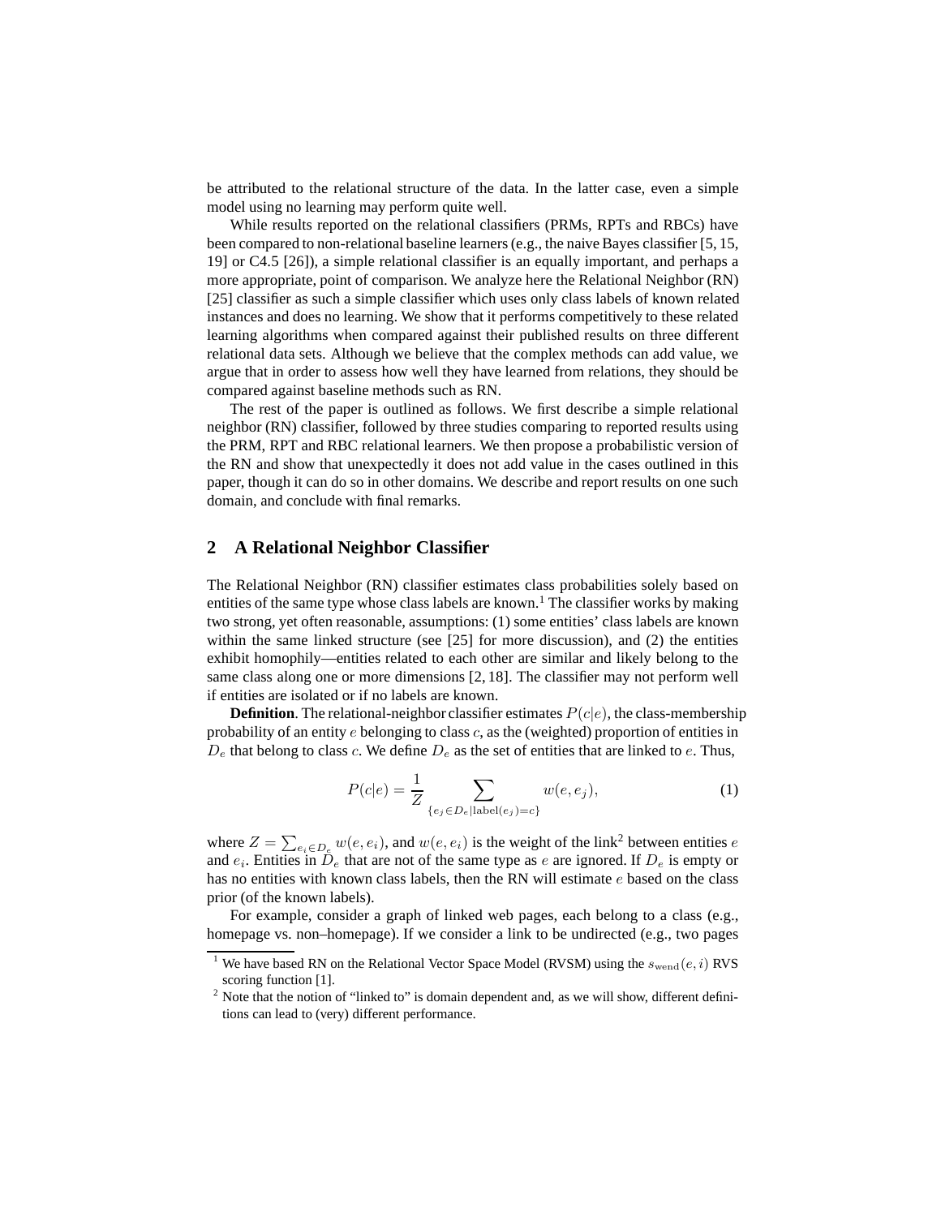be attributed to the relational structure of the data. In the latter case, even a simple model using no learning may perform quite well.

While results reported on the relational classifiers (PRMs, RPTs and RBCs) have been compared to non-relational baseline learners (e.g., the naive Bayes classifier [5, 15, 19] or C4.5 [26]), a simple relational classifier is an equally important, and perhaps a more appropriate, point of comparison. We analyze here the Relational Neighbor (RN) [25] classifier as such a simple classifier which uses only class labels of known related instances and does no learning. We show that it performs competitively to these related learning algorithms when compared against their published results on three different relational data sets. Although we believe that the complex methods can add value, we argue that in order to assess how well they have learned from relations, they should be compared against baseline methods such as RN.

The rest of the paper is outlined as follows. We first describe a simple relational neighbor (RN) classifier, followed by three studies comparing to reported results using the PRM, RPT and RBC relational learners. We then propose a probabilistic version of the RN and show that unexpectedly it does not add value in the cases outlined in this paper, though it can do so in other domains. We describe and report results on one such domain, and conclude with final remarks.

## 2 A Relational Neighbor Classifier

The Relational Neighbor (RN) classifier estimates class probabilities solely based on entities of the same type whose class labels are known.[1] The classifier works by making two strong, yet often reasonable, assumptions: (1) some entities' class labels are known within the same linked structure (see [25] for more discussion), and (2) the entities exhibit homophily—entities related to each other are similar and likely belong to the same class along one or more dimensions [2, 18]. The classifier may not perform well if entities are isolated or if no labels are known.

**Definition**. The relational-neighbor classifier estimates $P(c|e)$, the class-membership probability of an entity $e$ belonging to class $c$, as the (weighted) proportion of entities in $D_e$ that belong to class $c$. We define $D_e$ as the set of entities that are linked to $e$. Thus,

$$P(c|e) = \frac{1}{Z} \sum_{\{e_j \in D_e | \mathrm{label}(e_j) = c\}} w(e, e_j), \tag{1}$$

where $Z = \sum_{e_i \in D_e} w(e, e_i)$, and $w(e, e_i)$ is the weight of the link[2] between entities $e$ and $e_i$. Entities in $D_e$ that are not of the same type as $e$ are ignored. If $D_e$ is empty or has no entities with known class labels, then the RN will estimate $e$ based on the class prior (of the known labels).

For example, consider a graph of linked web pages, each belong to a class (e.g., homepage vs. non–homepage). If we consider a link to be undirected (e.g., two pages

[1] We have based RN on the Relational Vector Space Model (RVSM) using the $s_{\mathrm{wend}}(e, i)$ RVS scoring function [1].

[2] Note that the notion of "linked to" is domain dependent and, as we will show, different definitions can lead to (very) different performance.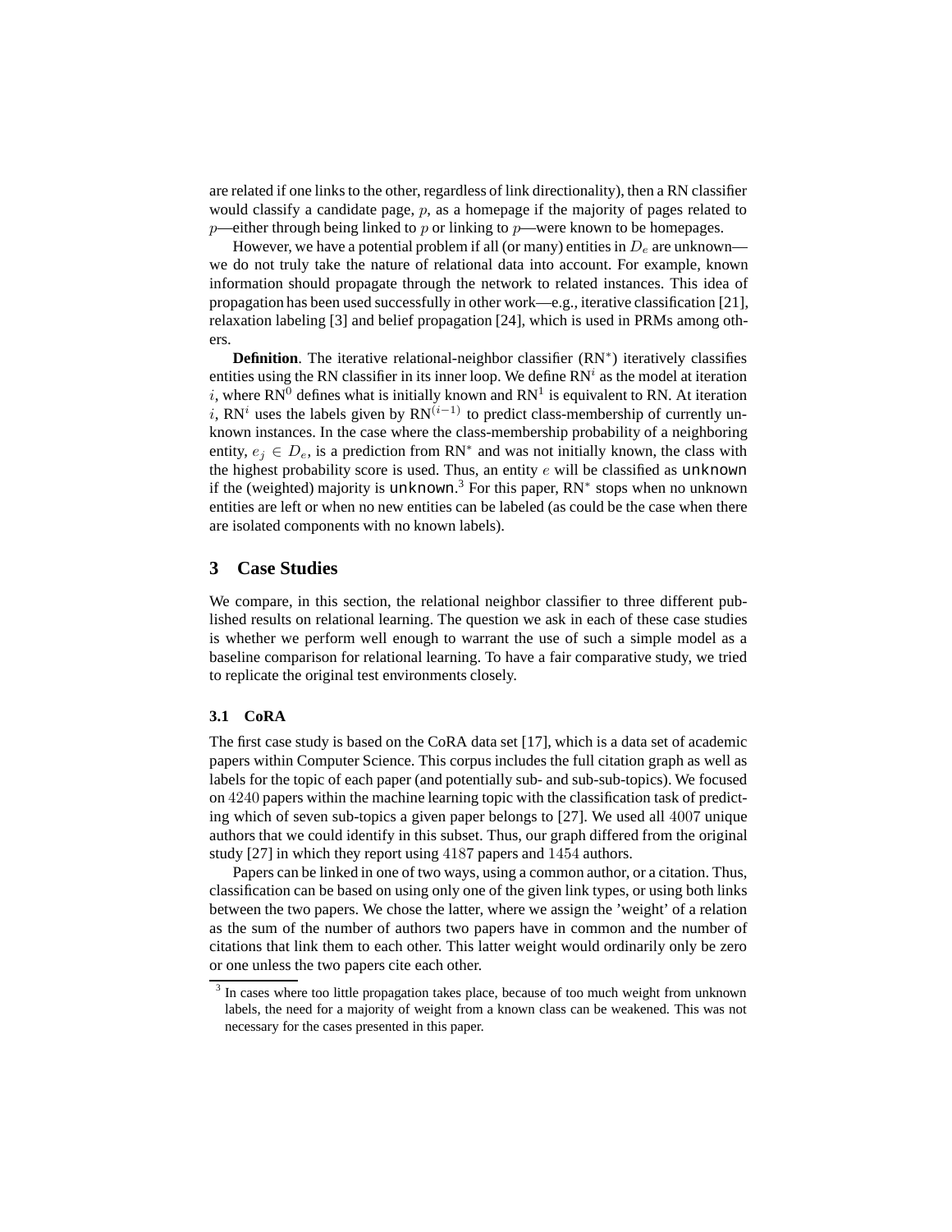are related if one links to the other, regardless of link directionality), then a RN classifier would classify a candidate page, $p$, as a homepage if the majority of pages related to $p$—either through being linked to $p$ or linking to $p$—were known to be homepages.

However, we have a potential problem if all (or many) entities in $D_e$ are unknown—we do not truly take the nature of relational data into account. For example, known information should propagate through the network to related instances. This idea of propagation has been used successfully in other work—e.g., iterative classification [21], relaxation labeling [3] and belief propagation [24], which is used in PRMs among others.

**Definition**. The iterative relational-neighbor classifier (RN$^*$) iteratively classifies entities using the RN classifier in its inner loop. We define RN$^i$ as the model at iteration $i$, where RN$^0$ defines what is initially known and RN$^1$ is equivalent to RN. At iteration $i$, RN$^i$ uses the labels given by RN$^{(i-1)}$ to predict class-membership of currently unknown instances. In the case where the class-membership probability of a neighboring entity, $e_j \in D_e$, is a prediction from RN$^*$ and was not initially known, the class with the highest probability score is used. Thus, an entity $e$ will be classified as `unknown` if the (weighted) majority is `unknown`.[3] For this paper, RN$^*$ stops when no unknown entities are left or when no new entities can be labeled (as could be the case when there are isolated components with no known labels).

## 3 Case Studies

We compare, in this section, the relational neighbor classifier to three different published results on relational learning. The question we ask in each of these case studies is whether we perform well enough to warrant the use of such a simple model as a baseline comparison for relational learning. To have a fair comparative study, we tried to replicate the original test environments closely.

### 3.1 CoRA

The first case study is based on the CoRA data set [17], which is a data set of academic papers within Computer Science. This corpus includes the full citation graph as well as labels for the topic of each paper (and potentially sub- and sub-sub-topics). We focused on 4240 papers within the machine learning topic with the classification task of predicting which of seven sub-topics a given paper belongs to [27]. We used all 4007 unique authors that we could identify in this subset. Thus, our graph differed from the original study [27] in which they report using 4187 papers and 1454 authors.

Papers can be linked in one of two ways, using a common author, or a citation. Thus, classification can be based on using only one of the given link types, or using both links between the two papers. We chose the latter, where we assign the 'weight' of a relation as the sum of the number of authors two papers have in common and the number of citations that link them to each other. This latter weight would ordinarily only be zero or one unless the two papers cite each other.

[3] In cases where too little propagation takes place, because of too much weight from unknown labels, the need for a majority of weight from a known class can be weakened. This was not necessary for the cases presented in this paper.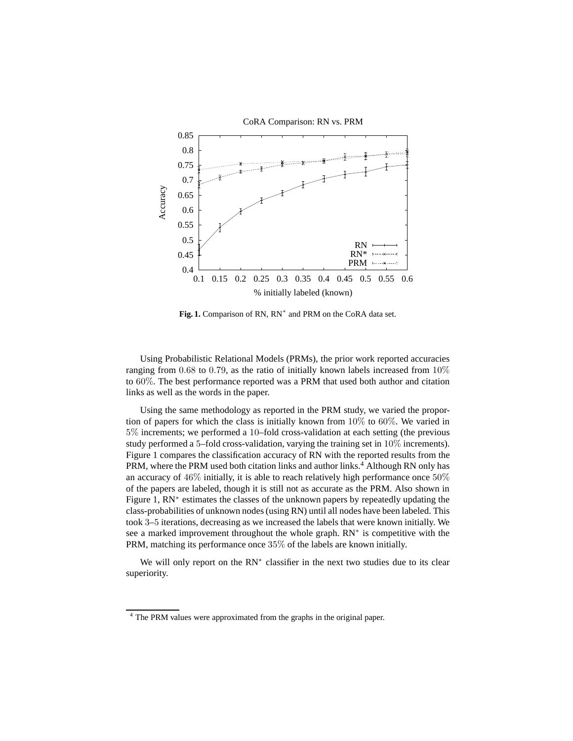CoRA Comparison: RN vs. PRM

Accuracy

0.85
0.8
0.75
0.7
0.65
0.6
0.55
0.5
0.45
0.4

0.1 0.15 0.2 0.25 0.3 0.35 0.4 0.45 0.5 0.55 0.6

% initially labeled (known)

RN
RN*
PRM

**Fig. 1.** Comparison of RN, RN$^*$ and PRM on the CoRA data set.

Using Probabilistic Relational Models (PRMs), the prior work reported accuracies ranging from 0.68 to 0.79, as the ratio of initially known labels increased from 10% to 60%. The best performance reported was a PRM that used both author and citation links as well as the words in the paper.

Using the same methodology as reported in the PRM study, we varied the proportion of papers for which the class is initially known from 10% to 60%. We varied in 5% increments; we performed a 10–fold cross-validation at each setting (the previous study performed a 5–fold cross-validation, varying the training set in 10% increments). Figure 1 compares the classification accuracy of RN with the reported results from the PRM, where the PRM used both citation links and author links.[4] Although RN only has an accuracy of 46% initially, it is able to reach relatively high performance once 50% of the papers are labeled, though it is still not as accurate as the PRM. Also shown in Figure 1, RN$^*$ estimates the classes of the unknown papers by repeatedly updating the class-probabilities of unknown nodes (using RN) until all nodes have been labeled. This took 3–5 iterations, decreasing as we increased the labels that were known initially. We see a marked improvement throughout the whole graph. RN$^*$ is competitive with the PRM, matching its performance once 35% of the labels are known initially.

We will only report on the RN$^*$ classifier in the next two studies due to its clear superiority.

[4] The PRM values were approximated from the graphs in the original paper.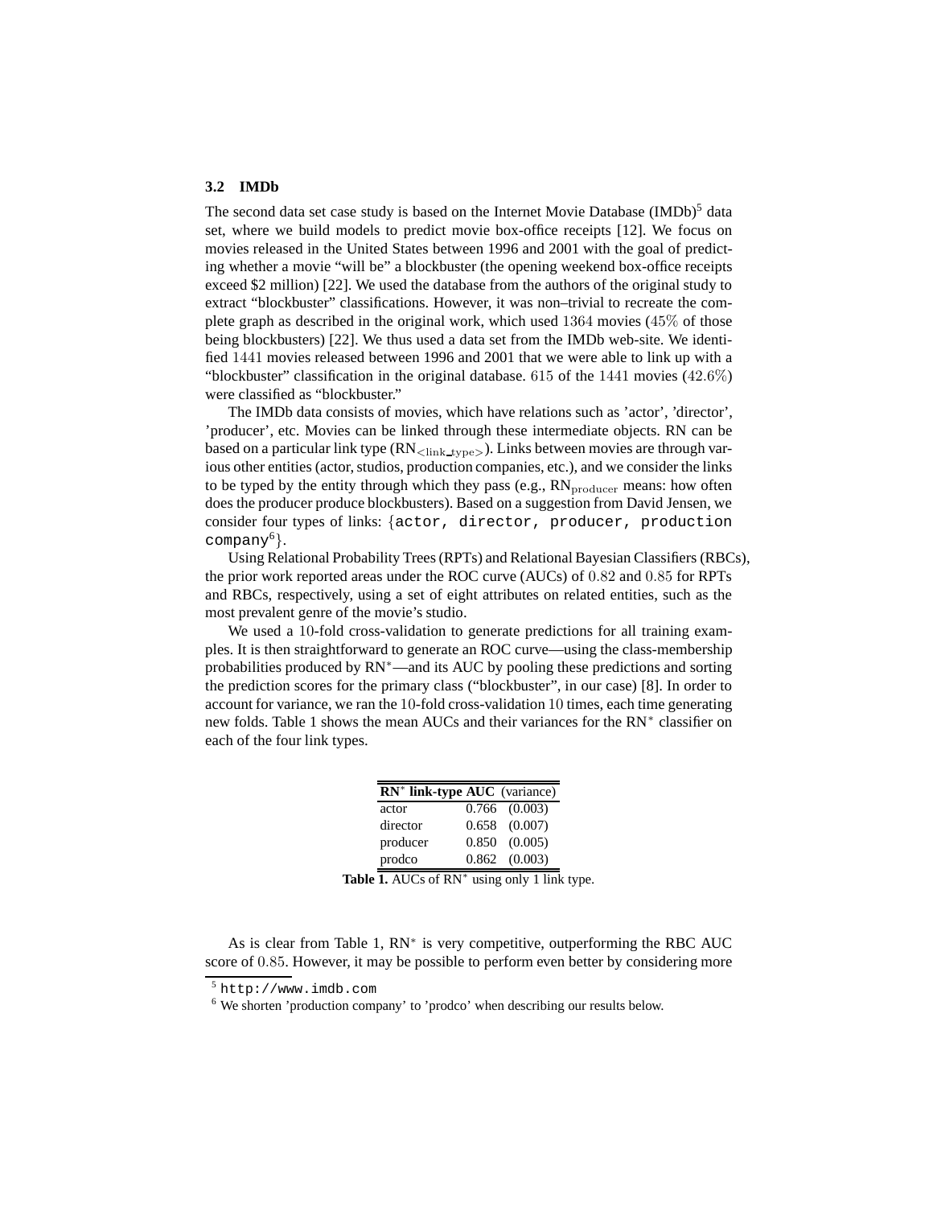### 3.2 IMDb

The second data set case study is based on the Internet Movie Database (IMDb)[5] data set, where we build models to predict movie box-office receipts [12]. We focus on movies released in the United States between 1996 and 2001 with the goal of predicting whether a movie "will be" a blockbuster (the opening weekend box-office receipts exceed $2 million) [22]. We used the database from the authors of the original study to extract "blockbuster" classifications. However, it was non–trivial to recreate the complete graph as described in the original work, which used $1364$ movies ($45\%$ of those being blockbusters) [22]. We thus used a data set from the IMDb web-site. We identified $1441$ movies released between 1996 and 2001 that we were able to link up with a "blockbuster" classification in the original database. $615$ of the $1441$ movies ($42.6\%$) were classified as "blockbuster."

The IMDb data consists of movies, which have relations such as 'actor', 'director', 'producer', etc. Movies can be linked through these intermediate objects. RN can be based on a particular link type ($\mathrm{RN}_{<\mathrm{link\_type}>}$). Links between movies are through various other entities (actor, studios, production companies, etc.), and we consider the links to be typed by the entity through which they pass (e.g., $\mathrm{RN}_{\mathrm{producer}}$ means: how often does the producer produce blockbusters). Based on a suggestion from David Jensen, we consider four types of links: {`actor, director, producer, production company`[6]}.

Using Relational Probability Trees (RPTs) and Relational Bayesian Classifiers (RBCs), the prior work reported areas under the ROC curve (AUCs) of $0.82$ and $0.85$ for RPTs and RBCs, respectively, using a set of eight attributes on related entities, such as the most prevalent genre of the movie's studio.

We used a $10$-fold cross-validation to generate predictions for all training examples. It is then straightforward to generate an ROC curve—using the class-membership probabilities produced by $\mathrm{RN}^*$—and its AUC by pooling these predictions and sorting the prediction scores for the primary class ("blockbuster", in our case) [8]. In order to account for variance, we ran the $10$-fold cross-validation $10$ times, each time generating new folds. Table 1 shows the mean AUCs and their variances for the $\mathrm{RN}^*$ classifier on each of the four link types.

| **$\mathrm{RN}^*$ link-type** | **AUC** | (variance) |
|---|---|---|
| actor | 0.766 | (0.003) |
| director | 0.658 | (0.007) |
| producer | 0.850 | (0.005) |
| prodco | 0.862 | (0.003) |

**Table 1.** AUCs of $\mathrm{RN}^*$ using only 1 link type.

As is clear from Table 1, $\mathrm{RN}^*$ is very competitive, outperforming the RBC AUC score of $0.85$. However, it may be possible to perform even better by considering more

[5] `http://www.imdb.com`

[6] We shorten 'production company' to 'prodco' when describing our results below.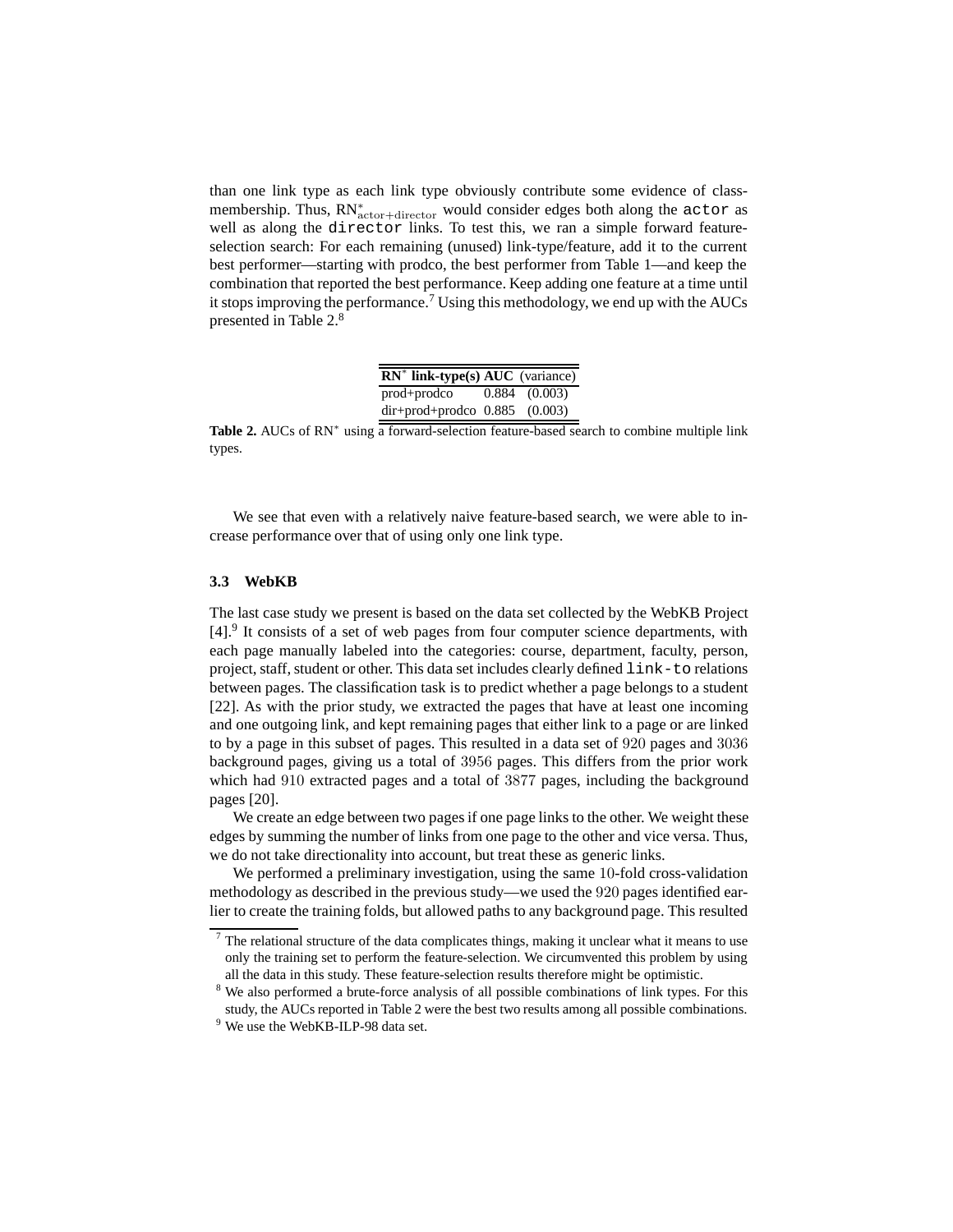than one link type as each link type obviously contribute some evidence of class-membership. Thus, $\text{RN}^*_{\text{actor+director}}$ would consider edges both along the `actor` as well as along the `director` links. To test this, we ran a simple forward feature-selection search: For each remaining (unused) link-type/feature, add it to the current best performer—starting with prodco, the best performer from Table 1—and keep the combination that reported the best performance. Keep adding one feature at a time until it stops improving the performance.[7] Using this methodology, we end up with the AUCs presented in Table 2.[8]

| $\text{RN}^*$ **link-type(s)** | **AUC** | (variance) |
|---|---|---|
| prod+prodco | 0.884 | (0.003) |
| dir+prod+prodco | 0.885 | (0.003) |

**Table 2.** AUCs of $\text{RN}^*$ using a forward-selection feature-based search to combine multiple link types.

We see that even with a relatively naive feature-based search, we were able to increase performance over that of using only one link type.

### 3.3 WebKB

The last case study we present is based on the data set collected by the WebKB Project [4].[9] It consists of a set of web pages from four computer science departments, with each page manually labeled into the categories: course, department, faculty, person, project, staff, student or other. This data set includes clearly defined `link-to` relations between pages. The classification task is to predict whether a page belongs to a student [22]. As with the prior study, we extracted the pages that have at least one incoming and one outgoing link, and kept remaining pages that either link to a page or are linked to by a page in this subset of pages. This resulted in a data set of 920 pages and 3036 background pages, giving us a total of 3956 pages. This differs from the prior work which had 910 extracted pages and a total of 3877 pages, including the background pages [20].

We create an edge between two pages if one page links to the other. We weight these edges by summing the number of links from one page to the other and vice versa. Thus, we do not take directionality into account, but treat these as generic links.

We performed a preliminary investigation, using the same 10-fold cross-validation methodology as described in the previous study—we used the 920 pages identified earlier to create the training folds, but allowed paths to any background page. This resulted

[7] The relational structure of the data complicates things, making it unclear what it means to use only the training set to perform the feature-selection. We circumvented this problem by using all the data in this study. These feature-selection results therefore might be optimistic.

[8] We also performed a brute-force analysis of all possible combinations of link types. For this study, the AUCs reported in Table 2 were the best two results among all possible combinations.

[9] We use the WebKB-ILP-98 data set.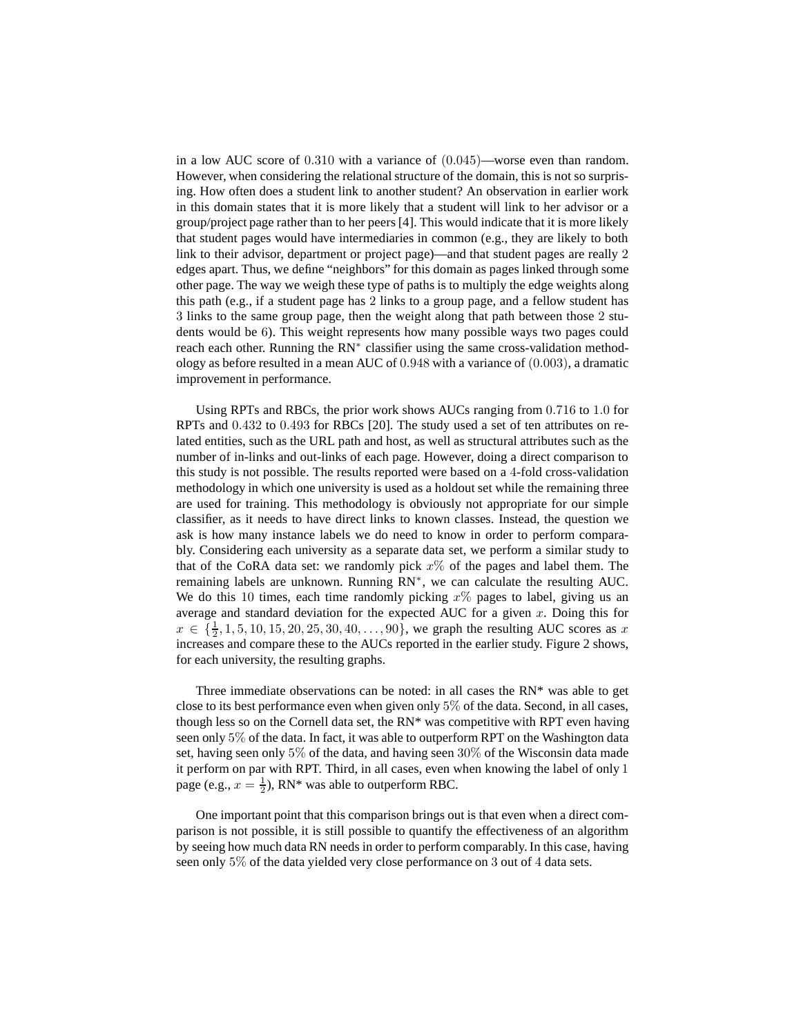in a low AUC score of $0.310$ with a variance of $(0.045)$—worse even than random. However, when considering the relational structure of the domain, this is not so surprising. How often does a student link to another student? An observation in earlier work in this domain states that it is more likely that a student will link to her advisor or a group/project page rather than to her peers [4]. This would indicate that it is more likely that student pages would have intermediaries in common (e.g., they are likely to both link to their advisor, department or project page)—and that student pages are really $2$ edges apart. Thus, we define "neighbors" for this domain as pages linked through some other page. The way we weigh these type of paths is to multiply the edge weights along this path (e.g., if a student page has $2$ links to a group page, and a fellow student has $3$ links to the same group page, then the weight along that path between those $2$ students would be $6$). This weight represents how many possible ways two pages could reach each other. Running the RN$^*$ classifier using the same cross-validation methodology as before resulted in a mean AUC of $0.948$ with a variance of $(0.003)$, a dramatic improvement in performance.

Using RPTs and RBCs, the prior work shows AUCs ranging from $0.716$ to $1.0$ for RPTs and $0.432$ to $0.493$ for RBCs [20]. The study used a set of ten attributes on related entities, such as the URL path and host, as well as structural attributes such as the number of in-links and out-links of each page. However, doing a direct comparison to this study is not possible. The results reported were based on a $4$-fold cross-validation methodology in which one university is used as a holdout set while the remaining three are used for training. This methodology is obviously not appropriate for our simple classifier, as it needs to have direct links to known classes. Instead, the question we ask is how many instance labels we do need to know in order to perform comparably. Considering each university as a separate data set, we perform a similar study to that of the CoRA data set: we randomly pick $x\%$ of the pages and label them. The remaining labels are unknown. Running RN$^*$, we can calculate the resulting AUC. We do this $10$ times, each time randomly picking $x\%$ pages to label, giving us an average and standard deviation for the expected AUC for a given $x$. Doing this for $x \in \{\frac{1}{2}, 1, 5, 10, 15, 20, 25, 30, 40, \ldots, 90\}$, we graph the resulting AUC scores as $x$ increases and compare these to the AUCs reported in the earlier study. Figure 2 shows, for each university, the resulting graphs.

Three immediate observations can be noted: in all cases the RN* was able to get close to its best performance even when given only $5\%$ of the data. Second, in all cases, though less so on the Cornell data set, the RN* was competitive with RPT even having seen only $5\%$ of the data. In fact, it was able to outperform RPT on the Washington data set, having seen only $5\%$ of the data, and having seen $30\%$ of the Wisconsin data made it perform on par with RPT. Third, in all cases, even when knowing the label of only $1$ page (e.g., $x = \frac{1}{2}$), RN* was able to outperform RBC.

One important point that this comparison brings out is that even when a direct comparison is not possible, it is still possible to quantify the effectiveness of an algorithm by seeing how much data RN needs in order to perform comparably. In this case, having seen only $5\%$ of the data yielded very close performance on $3$ out of $4$ data sets.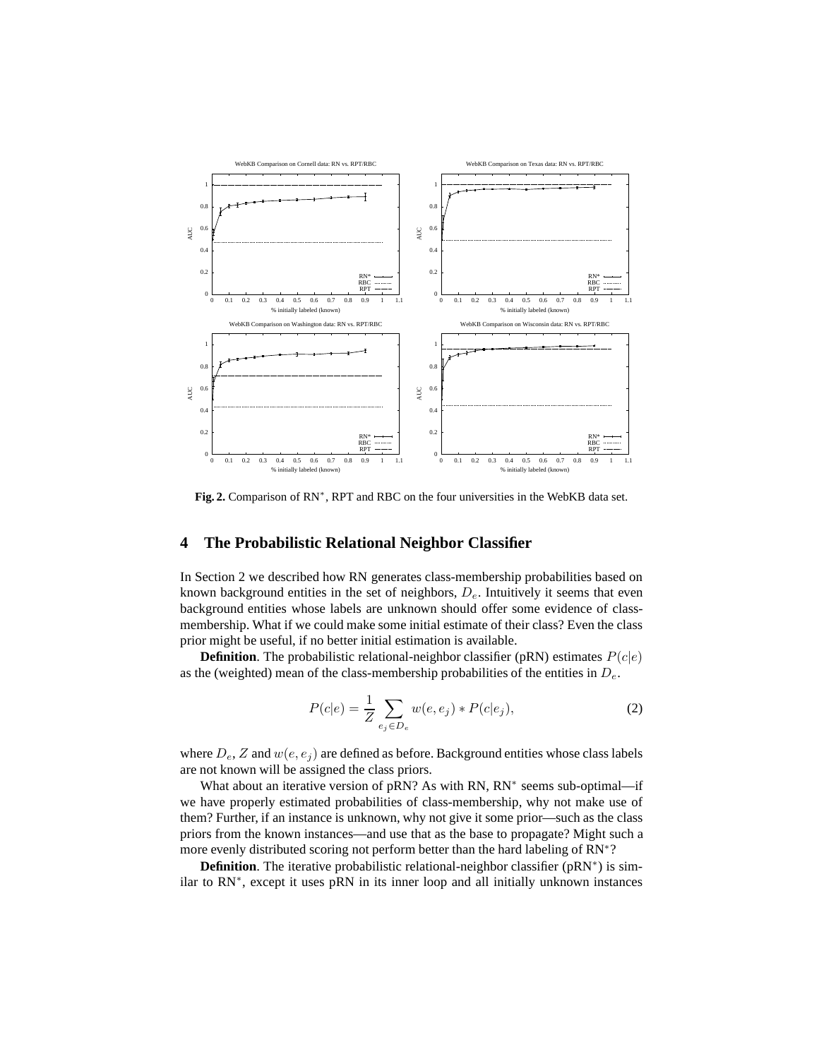WebKB Comparison on Cornell data: RN vs. RPT/RBC

AUC

% initially labeled (known)

RN*
RBC
RPT

0
0.2
0.4
0.6
0.8
1

0 0.1 0.2 0.3 0.4 0.5 0.6 0.7 0.8 0.9 1 1.1

WebKB Comparison on Texas data: RN vs. RPT/RBC

AUC

% initially labeled (known)

RN*
RBC
RPT

0
0.2
0.4
0.6
0.8
1

0 0.1 0.2 0.3 0.4 0.5 0.6 0.7 0.8 0.9 1 1.1

WebKB Comparison on Washington data: RN vs. RPT/RBC

AUC

% initially labeled (known)

RN*
RBC
RPT

0
0.2
0.4
0.6
0.8
1

0 0.1 0.2 0.3 0.4 0.5 0.6 0.7 0.8 0.9 1 1.1

WebKB Comparison on Wisconsin data: RN vs. RPT/RBC

AUC

% initially labeled (known)

RN*
RBC
RPT

0
0.2
0.4
0.6
0.8
1

0 0.1 0.2 0.3 0.4 0.5 0.6 0.7 0.8 0.9 1 1.1

**Fig. 2.** Comparison of RN$^*$, RPT and RBC on the four universities in the WebKB data set.

## 4 The Probabilistic Relational Neighbor Classifier

In Section 2 we described how RN generates class-membership probabilities based on known background entities in the set of neighbors, $D_e$. Intuitively it seems that even background entities whose labels are unknown should offer some evidence of class-membership. What if we could make some initial estimate of their class? Even the class prior might be useful, if no better initial estimation is available.

**Definition**. The probabilistic relational-neighbor classifier (pRN) estimates $P(c|e)$ as the (weighted) mean of the class-membership probabilities of the entities in $D_e$.

$$P(c|e) = \frac{1}{Z} \sum_{e_j \in D_e} w(e, e_j) * P(c|e_j), \tag{2}$$

where $D_e$, $Z$ and $w(e, e_j)$ are defined as before. Background entities whose class labels are not known will be assigned the class priors.

What about an iterative version of pRN? As with RN, RN$^*$ seems sub-optimal—if we have properly estimated probabilities of class-membership, why not make use of them? Further, if an instance is unknown, why not give it some prior—such as the class priors from the known instances—and use that as the base to propagate? Might such a more evenly distributed scoring not perform better than the hard labeling of RN$^*$?

**Definition**. The iterative probabilistic relational-neighbor classifier (pRN$^*$) is similar to RN$^*$, except it uses pRN in its inner loop and all initially unknown instances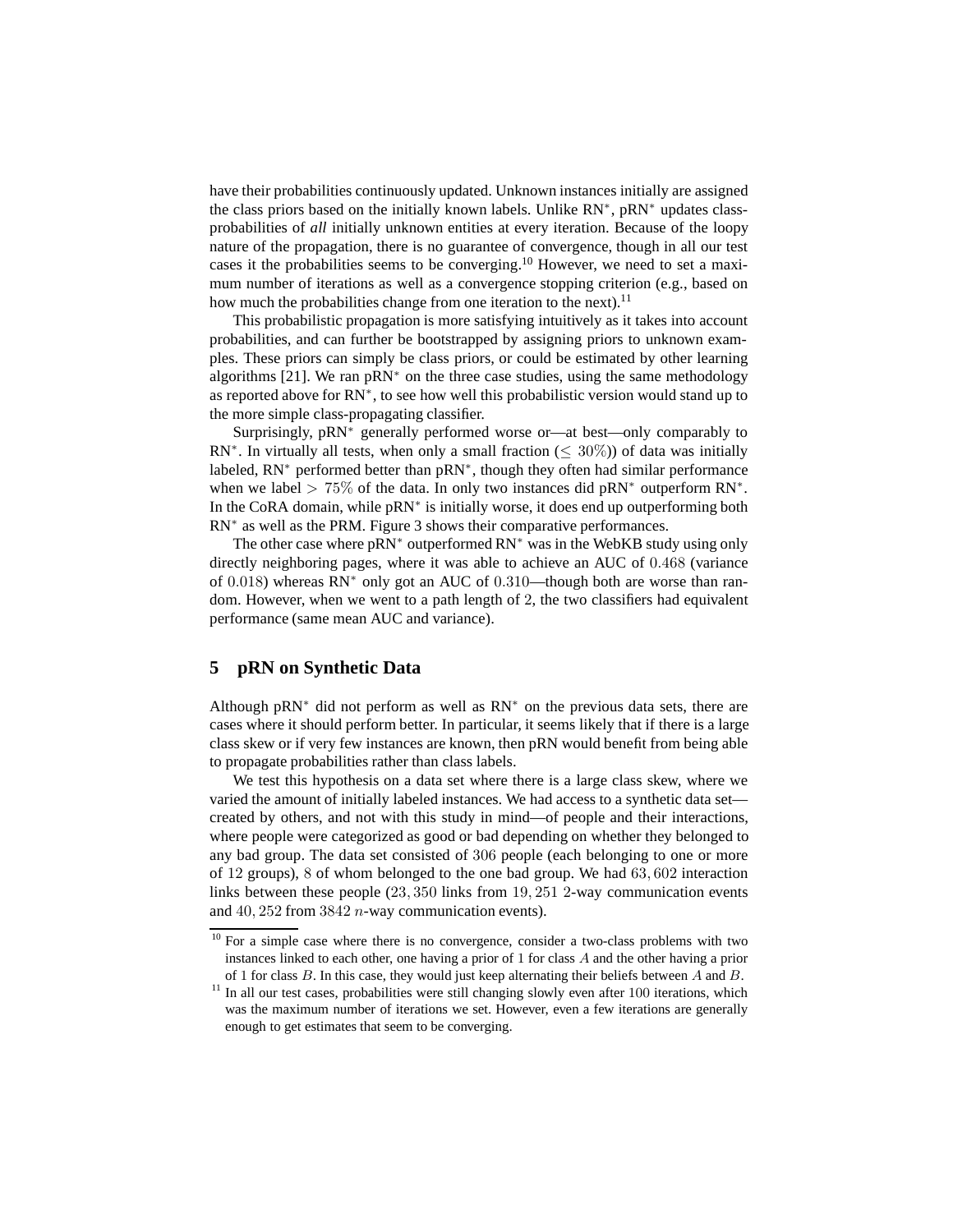have their probabilities continuously updated. Unknown instances initially are assigned the class priors based on the initially known labels. Unlike RN$^*$, pRN$^*$ updates class-probabilities of *all* initially unknown entities at every iteration. Because of the loopy nature of the propagation, there is no guarantee of convergence, though in all our test cases it the probabilities seems to be converging.[10] However, we need to set a maximum number of iterations as well as a convergence stopping criterion (e.g., based on how much the probabilities change from one iteration to the next).[11]

This probabilistic propagation is more satisfying intuitively as it takes into account probabilities, and can further be bootstrapped by assigning priors to unknown examples. These priors can simply be class priors, or could be estimated by other learning algorithms [21]. We ran pRN$^*$ on the three case studies, using the same methodology as reported above for RN$^*$, to see how well this probabilistic version would stand up to the more simple class-propagating classifier.

Surprisingly, pRN$^*$ generally performed worse or—at best—only comparably to RN$^*$. In virtually all tests, when only a small fraction ($\leq 30\%$)) of data was initially labeled, RN$^*$ performed better than pRN$^*$, though they often had similar performance when we label $> 75\%$ of the data. In only two instances did pRN$^*$ outperform RN$^*$. In the CoRA domain, while pRN$^*$ is initially worse, it does end up outperforming both RN$^*$ as well as the PRM. Figure 3 shows their comparative performances.

The other case where pRN$^*$ outperformed RN$^*$ was in the WebKB study using only directly neighboring pages, where it was able to achieve an AUC of $0.468$ (variance of $0.018$) whereas RN$^*$ only got an AUC of $0.310$—though both are worse than random. However, when we went to a path length of $2$, the two classifiers had equivalent performance (same mean AUC and variance).

## 5 pRN on Synthetic Data

Although pRN$^*$ did not perform as well as RN$^*$ on the previous data sets, there are cases where it should perform better. In particular, it seems likely that if there is a large class skew or if very few instances are known, then pRN would benefit from being able to propagate probabilities rather than class labels.

We test this hypothesis on a data set where there is a large class skew, where we varied the amount of initially labeled instances. We had access to a synthetic data set—created by others, and not with this study in mind—of people and their interactions, where people were categorized as good or bad depending on whether they belonged to any bad group. The data set consisted of $306$ people (each belonging to one or more of $12$ groups), $8$ of whom belonged to the one bad group. We had $63,602$ interaction links between these people ($23,350$ links from $19,251$ $2$-way communication events and $40,252$ from $3842$ $n$-way communication events).

[10] For a simple case where there is no convergence, consider a two-class problems with two instances linked to each other, one having a prior of 1 for class $A$ and the other having a prior of 1 for class $B$. In this case, they would just keep alternating their beliefs between $A$ and $B$.

[11] In all our test cases, probabilities were still changing slowly even after $100$ iterations, which was the maximum number of iterations we set. However, even a few iterations are generally enough to get estimates that seem to be converging.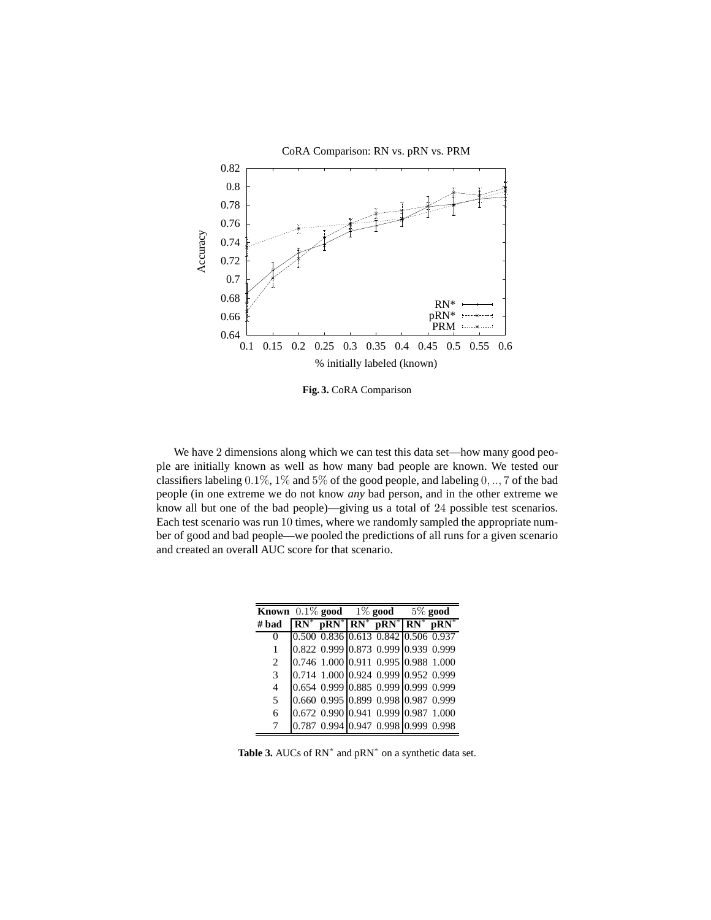CoRA Comparison: RN vs. pRN vs. PRM

Accuracy

0.82
0.8
0.78
0.76
0.74
0.72
0.7
0.68
0.66
0.64

0.1 0.15 0.2 0.25 0.3 0.35 0.4 0.45 0.5 0.55 0.6

% initially labeled (known)

RN*
pRN*
PRM

**Fig. 3.** CoRA Comparison

We have 2 dimensions along which we can test this data set—how many good people are initially known as well as how many bad people are known. We tested our classifiers labeling $0.1\%$, $1\%$ and $5\%$ of the good people, and labeling $0, .., 7$ of the bad people (in one extreme we do not know *any* bad person, and in the other extreme we know all but one of the bad people)—giving us a total of $24$ possible test scenarios. Each test scenario was run $10$ times, where we randomly sampled the appropriate number of good and bad people—we pooled the predictions of all runs for a given scenario and created an overall AUC score for that scenario.

| **Known** | $0.1\%$ **good** | | $1\%$ **good** | | $5\%$ **good** | |
|---|---|---|---|---|---|---|
| **# bad** | **RN***$^*$ | **pRN**$^*$ | **RN**$^*$ | **pRN**$^*$ | **RN**$^*$ | **pRN**$^*$ |
| 0 | 0.500 | 0.836 | 0.613 | 0.842 | 0.506 | 0.937 |
| 1 | 0.822 | 0.999 | 0.873 | 0.999 | 0.939 | 0.999 |
| 2 | 0.746 | 1.000 | 0.911 | 0.995 | 0.988 | 1.000 |
| 3 | 0.714 | 1.000 | 0.924 | 0.999 | 0.952 | 0.999 |
| 4 | 0.654 | 0.999 | 0.885 | 0.999 | 0.999 | 0.999 |
| 5 | 0.660 | 0.995 | 0.899 | 0.998 | 0.987 | 0.999 |
| 6 | 0.672 | 0.990 | 0.941 | 0.999 | 0.987 | 1.000 |
| 7 | 0.787 | 0.994 | 0.947 | 0.998 | 0.999 | 0.998 |

**Table 3.** AUCs of RN$^*$ and pRN$^*$ on a synthetic data set.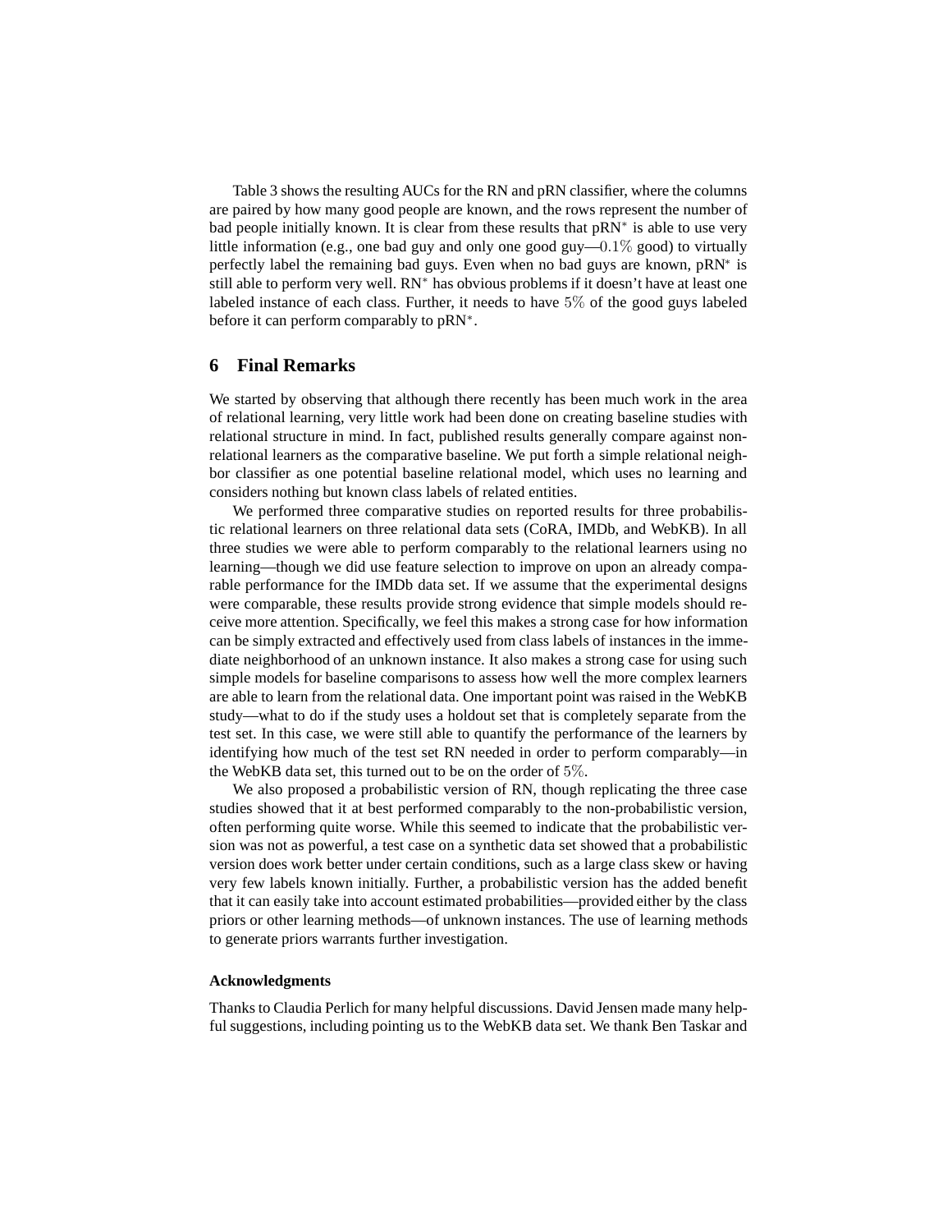Table 3 shows the resulting AUCs for the RN and pRN classifier, where the columns are paired by how many good people are known, and the rows represent the number of bad people initially known. It is clear from these results that pRN$^*$ is able to use very little information (e.g., one bad guy and only one good guy—$0.1\%$ good) to virtually perfectly label the remaining bad guys. Even when no bad guys are known, pRN$^*$ is still able to perform very well. RN$^*$ has obvious problems if it doesn't have at least one labeled instance of each class. Further, it needs to have $5\%$ of the good guys labeled before it can perform comparably to pRN$^*$.

## 6 Final Remarks

We started by observing that although there recently has been much work in the area of relational learning, very little work had been done on creating baseline studies with relational structure in mind. In fact, published results generally compare against non-relational learners as the comparative baseline. We put forth a simple relational neighbor classifier as one potential baseline relational model, which uses no learning and considers nothing but known class labels of related entities.

We performed three comparative studies on reported results for three probabilistic relational learners on three relational data sets (CoRA, IMDb, and WebKB). In all three studies we were able to perform comparably to the relational learners using no learning—though we did use feature selection to improve on upon an already comparable performance for the IMDb data set. If we assume that the experimental designs were comparable, these results provide strong evidence that simple models should receive more attention. Specifically, we feel this makes a strong case for how information can be simply extracted and effectively used from class labels of instances in the immediate neighborhood of an unknown instance. It also makes a strong case for using such simple models for baseline comparisons to assess how well the more complex learners are able to learn from the relational data. One important point was raised in the WebKB study—what to do if the study uses a holdout set that is completely separate from the test set. In this case, we were still able to quantify the performance of the learners by identifying how much of the test set RN needed in order to perform comparably—in the WebKB data set, this turned out to be on the order of $5\%$.

We also proposed a probabilistic version of RN, though replicating the three case studies showed that it at best performed comparably to the non-probabilistic version, often performing quite worse. While this seemed to indicate that the probabilistic version was not as powerful, a test case on a synthetic data set showed that a probabilistic version does work better under certain conditions, such as a large class skew or having very few labels known initially. Further, a probabilistic version has the added benefit that it can easily take into account estimated probabilities—provided either by the class priors or other learning methods—of unknown instances. The use of learning methods to generate priors warrants further investigation.

### Acknowledgments

Thanks to Claudia Perlich for many helpful discussions. David Jensen made many helpful suggestions, including pointing us to the WebKB data set. We thank Ben Taskar and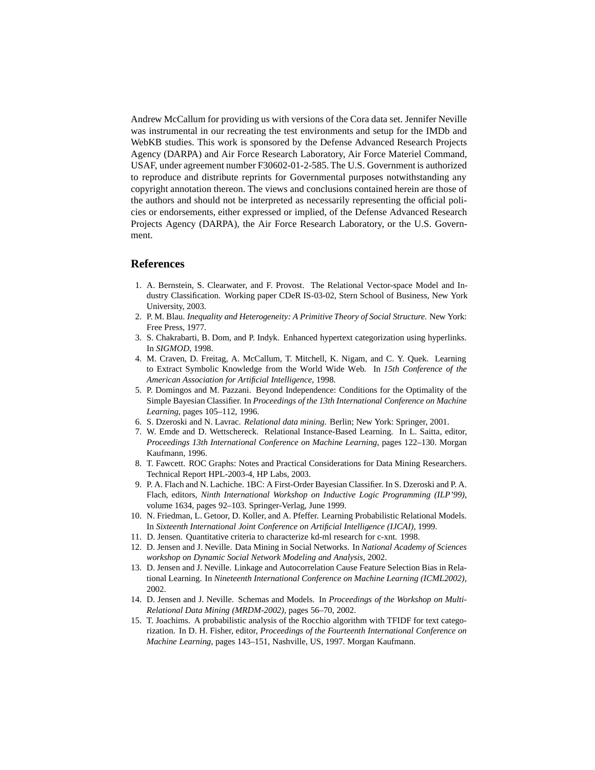Andrew McCallum for providing us with versions of the Cora data set. Jennifer Neville was instrumental in our recreating the test environments and setup for the IMDb and WebKB studies. This work is sponsored by the Defense Advanced Research Projects Agency (DARPA) and Air Force Research Laboratory, Air Force Materiel Command, USAF, under agreement number F30602-01-2-585. The U.S. Government is authorized to reproduce and distribute reprints for Governmental purposes notwithstanding any copyright annotation thereon. The views and conclusions contained herein are those of the authors and should not be interpreted as necessarily representing the official policies or endorsements, either expressed or implied, of the Defense Advanced Research Projects Agency (DARPA), the Air Force Research Laboratory, or the U.S. Government.

## References

1. A. Bernstein, S. Clearwater, and F. Provost. The Relational Vector-space Model and Industry Classification. Working paper CDeR IS-03-02, Stern School of Business, New York University, 2003.
2. P. M. Blau. *Inequality and Heterogeneity: A Primitive Theory of Social Structure.* New York: Free Press, 1977.
3. S. Chakrabarti, B. Dom, and P. Indyk. Enhanced hypertext categorization using hyperlinks. In *SIGMOD*, 1998.
4. M. Craven, D. Freitag, A. McCallum, T. Mitchell, K. Nigam, and C. Y. Quek. Learning to Extract Symbolic Knowledge from the World Wide Web. In *15th Conference of the American Association for Artificial Intelligence*, 1998.
5. P. Domingos and M. Pazzani. Beyond Independence: Conditions for the Optimality of the Simple Bayesian Classifier. In *Proceedings of the 13th International Conference on Machine Learning*, pages 105–112, 1996.
6. S. Dzeroski and N. Lavrac. *Relational data mining.* Berlin; New York: Springer, 2001.
7. W. Emde and D. Wettschereck. Relational Instance-Based Learning. In L. Saitta, editor, *Proceedings 13th International Conference on Machine Learning*, pages 122–130. Morgan Kaufmann, 1996.
8. T. Fawcett. ROC Graphs: Notes and Practical Considerations for Data Mining Researchers. Technical Report HPL-2003-4, HP Labs, 2003.
9. P. A. Flach and N. Lachiche. 1BC: A First-Order Bayesian Classifier. In S. Dzeroski and P. A. Flach, editors, *Ninth International Workshop on Inductive Logic Programming (ILP'99)*, volume 1634, pages 92–103. Springer-Verlag, June 1999.
10. N. Friedman, L. Getoor, D. Koller, and A. Pfeffer. Learning Probabilistic Relational Models. In *Sixteenth International Joint Conference on Artificial Intelligence (IJCAI)*, 1999.
11. D. Jensen. Quantitative criteria to characterize kd-ml research for c-xnt. 1998.
12. D. Jensen and J. Neville. Data Mining in Social Networks. In *National Academy of Sciences workshop on Dynamic Social Network Modeling and Analysis*, 2002.
13. D. Jensen and J. Neville. Linkage and Autocorrelation Cause Feature Selection Bias in Relational Learning. In *Nineteenth International Conference on Machine Learning (ICML2002)*, 2002.
14. D. Jensen and J. Neville. Schemas and Models. In *Proceedings of the Workshop on Multi-Relational Data Mining (MRDM-2002)*, pages 56–70, 2002.
15. T. Joachims. A probabilistic analysis of the Rocchio algorithm with TFIDF for text categorization. In D. H. Fisher, editor, *Proceedings of the Fourteenth International Conference on Machine Learning*, pages 143–151, Nashville, US, 1997. Morgan Kaufmann.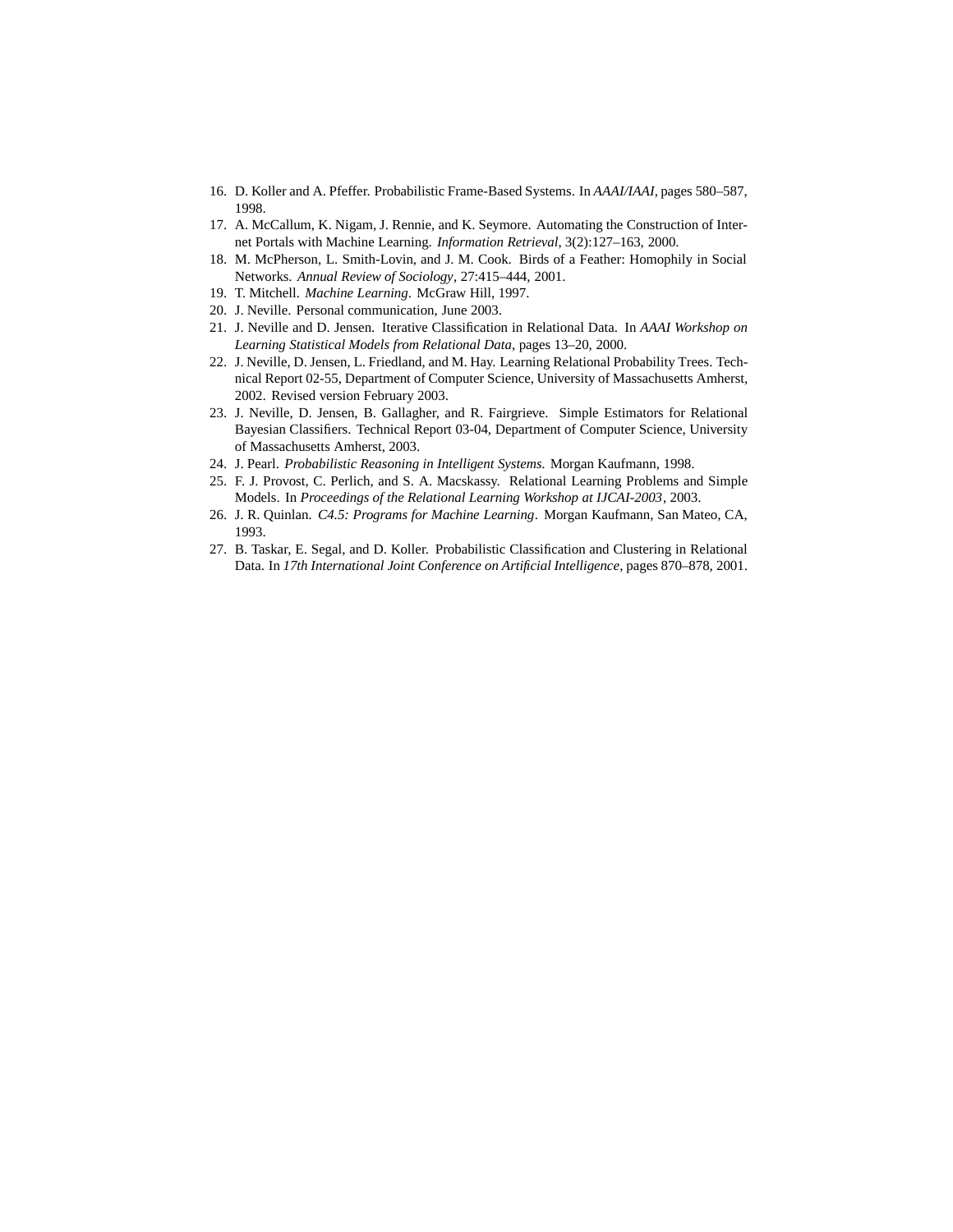16. D. Koller and A. Pfeffer. Probabilistic Frame-Based Systems. In *AAAI/IAAI*, pages 580–587, 1998.
17. A. McCallum, K. Nigam, J. Rennie, and K. Seymore. Automating the Construction of Internet Portals with Machine Learning. *Information Retrieval*, 3(2):127–163, 2000.
18. M. McPherson, L. Smith-Lovin, and J. M. Cook. Birds of a Feather: Homophily in Social Networks. *Annual Review of Sociology*, 27:415–444, 2001.
19. T. Mitchell. *Machine Learning*. McGraw Hill, 1997.
20. J. Neville. Personal communication, June 2003.
21. J. Neville and D. Jensen. Iterative Classification in Relational Data. In *AAAI Workshop on Learning Statistical Models from Relational Data*, pages 13–20, 2000.
22. J. Neville, D. Jensen, L. Friedland, and M. Hay. Learning Relational Probability Trees. Technical Report 02-55, Department of Computer Science, University of Massachusetts Amherst, 2002. Revised version February 2003.
23. J. Neville, D. Jensen, B. Gallagher, and R. Fairgrieve. Simple Estimators for Relational Bayesian Classifiers. Technical Report 03-04, Department of Computer Science, University of Massachusetts Amherst, 2003.
24. J. Pearl. *Probabilistic Reasoning in Intelligent Systems*. Morgan Kaufmann, 1998.
25. F. J. Provost, C. Perlich, and S. A. Macskassy. Relational Learning Problems and Simple Models. In *Proceedings of the Relational Learning Workshop at IJCAI-2003*, 2003.
26. J. R. Quinlan. *C4.5: Programs for Machine Learning*. Morgan Kaufmann, San Mateo, CA, 1993.
27. B. Taskar, E. Segal, and D. Koller. Probabilistic Classification and Clustering in Relational Data. In *17th International Joint Conference on Artificial Intelligence*, pages 870–878, 2001.